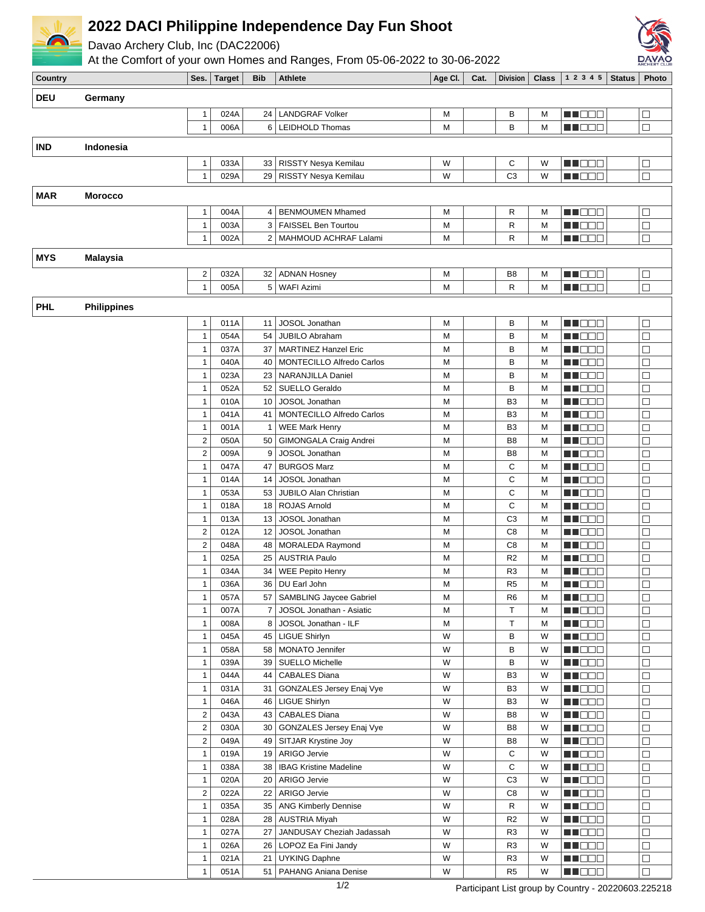# 2022 DACI Philippine Independence Day Fun Shoot

Davao Archery Club, Inc (DAC22006)

At the Comfort of your own Homes and Ranges, From 05-06-2022 to 30-06-2022

| Country | | Ses. | Target | Bib | Athlete | Age Cl. | Cat. | Division | Class | 1 2 3 4 5 | Status | Photo |
|---|---|---|---|---|---|---|---|---|---|---|---|---|
| **DEU** | **Germany** | | | | | | | | | | | |
| | | 1 | 024A | 24 | LANDGRAF Volker | M | | B | M | ■■□□□ | | □ |
| | | 1 | 006A | 6 | LEIDHOLD Thomas | M | | B | M | ■■□□□ | | □ |
| **IND** | **Indonesia** | | | | | | | | | | | |
| | | 1 | 033A | 33 | RISSTY Nesya Kemilau | W | | C | W | ■■□□□ | | □ |
| | | 1 | 029A | 29 | RISSTY Nesya Kemilau | W | | C3 | W | ■■□□□ | | □ |
| **MAR** | **Morocco** | | | | | | | | | | | |
| | | 1 | 004A | 4 | BENMOUMEN Mhamed | M | | R | M | ■■□□□ | | □ |
| | | 1 | 003A | 3 | FAISSEL Ben Tourtou | M | | R | M | ■■□□□ | | □ |
| | | 1 | 002A | 2 | MAHMOUD ACHRAF Lalami | M | | R | M | ■■□□□ | | □ |
| **MYS** | **Malaysia** | | | | | | | | | | | |
| | | 2 | 032A | 32 | ADNAN Hosney | M | | B8 | M | ■■□□□ | | □ |
| | | 1 | 005A | 5 | WAFI Azimi | M | | R | M | ■■□□□ | | □ |
| **PHL** | **Philippines** | | | | | | | | | | | |
| | | 1 | 011A | 11 | JOSOL Jonathan | M | | B | M | ■■□□□ | | □ |
| | | 1 | 054A | 54 | JUBILO Abraham | M | | B | M | ■■□□□ | | □ |
| | | 1 | 037A | 37 | MARTINEZ Hanzel Eric | M | | B | M | ■■□□□ | | □ |
| | | 1 | 040A | 40 | MONTECILLO Alfredo Carlos | M | | B | M | ■■□□□ | | □ |
| | | 1 | 023A | 23 | NARANJILLA Daniel | M | | B | M | ■■□□□ | | □ |
| | | 1 | 052A | 52 | SUELLO Geraldo | M | | B | M | ■■□□□ | | □ |
| | | 1 | 010A | 10 | JOSOL Jonathan | M | | B3 | M | ■■□□□ | | □ |
| | | 1 | 041A | 41 | MONTECILLO Alfredo Carlos | M | | B3 | M | ■■□□□ | | □ |
| | | 1 | 001A | 1 | WEE Mark Henry | M | | B3 | M | ■■□□□ | | □ |
| | | 2 | 050A | 50 | GIMONGALA Craig Andrei | M | | B8 | M | ■■□□□ | | □ |
| | | 2 | 009A | 9 | JOSOL Jonathan | M | | B8 | M | ■■□□□ | | □ |
| | | 1 | 047A | 47 | BURGOS Marz | M | | C | M | ■■□□□ | | □ |
| | | 1 | 014A | 14 | JOSOL Jonathan | M | | C | M | ■■□□□ | | □ |
| | | 1 | 053A | 53 | JUBILO Alan Christian | M | | C | M | ■■□□□ | | □ |
| | | 1 | 018A | 18 | ROJAS Arnold | M | | C | M | ■■□□□ | | □ |
| | | 1 | 013A | 13 | JOSOL Jonathan | M | | C3 | M | ■■□□□ | | □ |
| | | 2 | 012A | 12 | JOSOL Jonathan | M | | C8 | M | ■■□□□ | | □ |
| | | 2 | 048A | 48 | MORALEDA Raymond | M | | C8 | M | ■■□□□ | | □ |
| | | 1 | 025A | 25 | AUSTRIA Paulo | M | | R2 | M | ■■□□□ | | □ |
| | | 1 | 034A | 34 | WEE Pepito Henry | M | | R3 | M | ■■□□□ | | □ |
| | | 1 | 036A | 36 | DU Earl John | M | | R5 | M | ■■□□□ | | □ |
| | | 1 | 057A | 57 | SAMBLING Jaycee Gabriel | M | | R6 | M | ■■□□□ | | □ |
| | | 1 | 007A | 7 | JOSOL Jonathan - Asiatic | M | | T | M | ■■□□□ | | □ |
| | | 1 | 008A | 8 | JOSOL Jonathan - ILF | M | | T | M | ■■□□□ | | □ |
| | | 1 | 045A | 45 | LIGUE Shirlyn | W | | B | W | ■■□□□ | | □ |
| | | 1 | 058A | 58 | MONATO Jennifer | W | | B | W | ■■□□□ | | □ |
| | | 1 | 039A | 39 | SUELLO Michelle | W | | B | W | ■■□□□ | | □ |
| | | 1 | 044A | 44 | CABALES Diana | W | | B3 | W | ■■□□□ | | □ |
| | | 1 | 031A | 31 | GONZALES Jersey Enaj Vye | W | | B3 | W | ■■□□□ | | □ |
| | | 1 | 046A | 46 | LIGUE Shirlyn | W | | B3 | W | ■■□□□ | | □ |
| | | 2 | 043A | 43 | CABALES Diana | W | | B8 | W | ■■□□□ | | □ |
| | | 2 | 030A | 30 | GONZALES Jersey Enaj Vye | W | | B8 | W | ■■□□□ | | □ |
| | | 2 | 049A | 49 | SITJAR Krystine Joy | W | | B8 | W | ■■□□□ | | □ |
| | | 1 | 019A | 19 | ARIGO Jervie | W | | C | W | ■■□□□ | | □ |
| | | 1 | 038A | 38 | IBAG Kristine Madeline | W | | C | W | ■■□□□ | | □ |
| | | 1 | 020A | 20 | ARIGO Jervie | W | | C3 | W | ■■□□□ | | □ |
| | | 2 | 022A | 22 | ARIGO Jervie | W | | C8 | W | ■■□□□ | | □ |
| | | 1 | 035A | 35 | ANG Kimberly Dennise | W | | R | W | ■■□□□ | | □ |
| | | 1 | 028A | 28 | AUSTRIA Miyah | W | | R2 | W | ■■□□□ | | □ |
| | | 1 | 027A | 27 | JANDUSAY Cheziah Jadassah | W | | R3 | W | ■■□□□ | | □ |
| | | 1 | 026A | 26 | LOPOZ Ea Fini Jandy | W | | R3 | W | ■■□□□ | | □ |
| | | 1 | 021A | 21 | UYKING Daphne | W | | R3 | W | ■■□□□ | | □ |
| | | 1 | 051A | 51 | PAHANG Aniana Denise | W | | R5 | W | ■■□□□ | | □ |

Participant List group by Country - 20220603.225218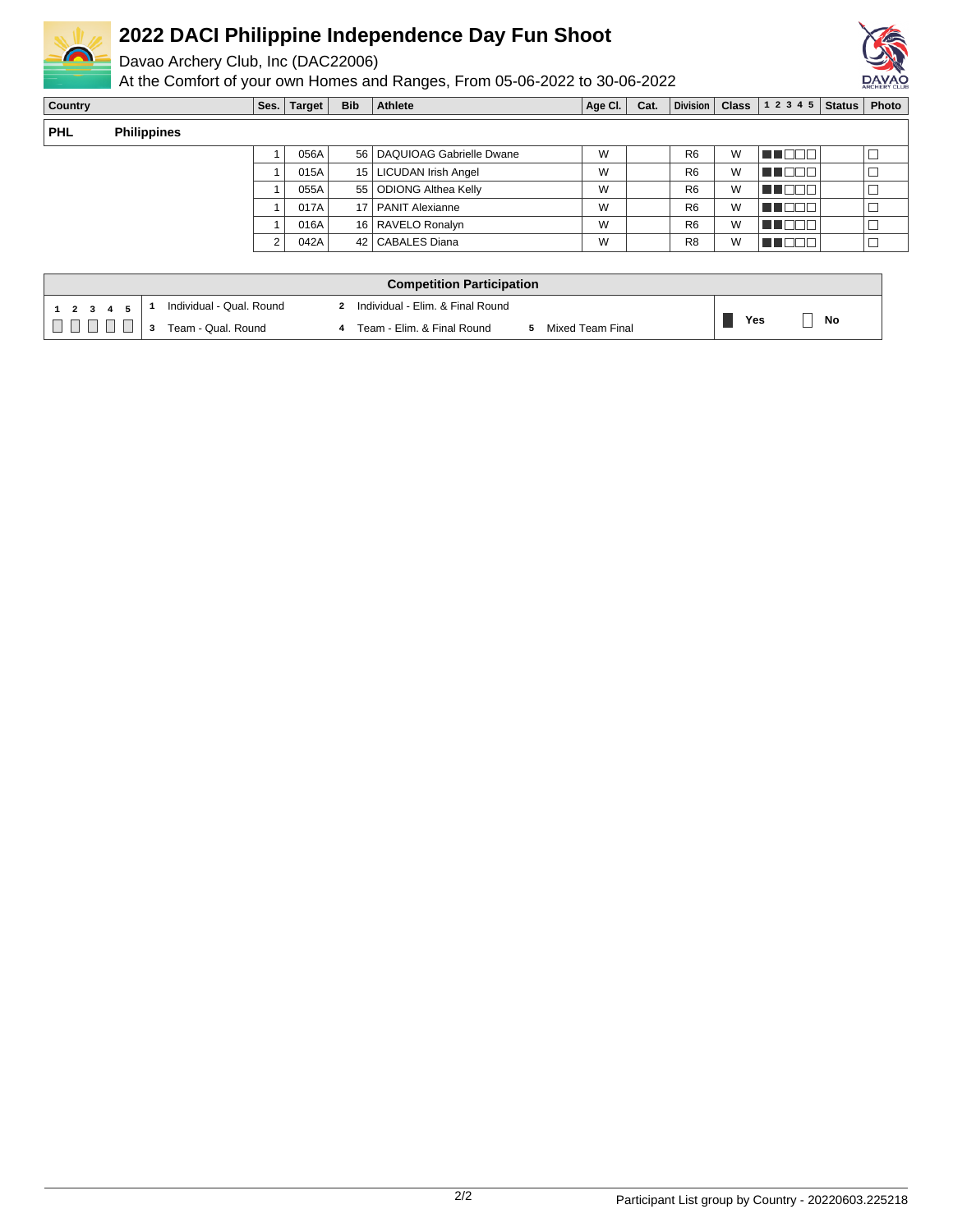# 2022 DACI Philippine Independence Day Fun Shoot

Davao Archery Club, Inc (DAC22006)

At the Comfort of your own Homes and Ranges, From 05-06-2022 to 30-06-2022

| Country | Ses. | Target | Bib | Athlete | Age Cl. | Cat. | Division | Class | 1 2 3 4 5 | Status | Photo |
|---|---|---|---|---|---|---|---|---|---|---|---|
| **PHL** **Philippines** | | | | | | | | | | | |
| | 1 | 056A | 56 | DAQUIOAG Gabrielle Dwane | W | | R6 | W | ■■□□□ | | □ |
| | 1 | 015A | 15 | LICUDAN Irish Angel | W | | R6 | W | ■■□□□ | | □ |
| | 1 | 055A | 55 | ODIONG Althea Kelly | W | | R6 | W | ■■□□□ | | □ |
| | 1 | 017A | 17 | PANIT Alexianne | W | | R6 | W | ■■□□□ | | □ |
| | 1 | 016A | 16 | RAVELO Ronalyn | W | | R6 | W | ■■□□□ | | □ |
| | 2 | 042A | 42 | CABALES Diana | W | | R8 | W | ■■□□□ | | □ |

| Competition Participation | | | |
|---|---|---|---|
| 1 2 3 4 5 □□□□□ | **1** Individual - Qual. Round | **2** Individual - Elim. & Final Round | ■ **Yes** □ **No** |
| | **3** Team - Qual. Round | **4** Team - Elim. & Final Round **5** Mixed Team Final | |

Participant List group by Country - 20220603.225218